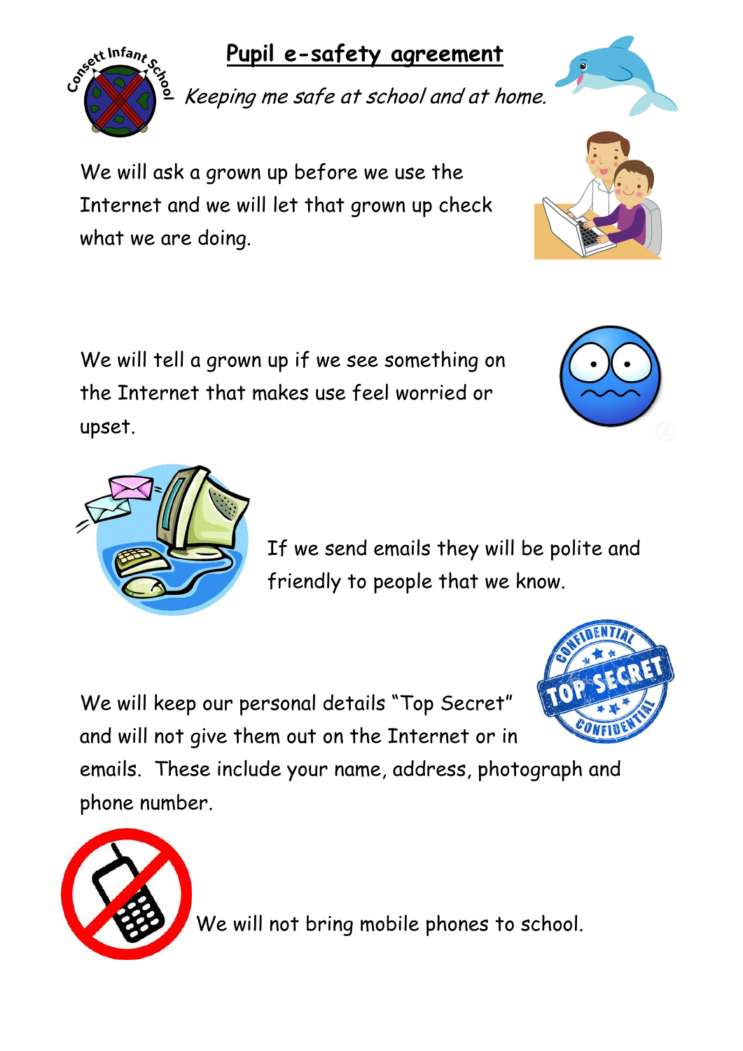# Pupil e-safety agreement

*Keeping me safe at school and at home.*

We will ask a grown up before we use the Internet and we will let that grown up check what we are doing.

We will tell a grown up if we see something on the Internet that makes use feel worried or upset.

If we send emails they will be polite and friendly to people that we know.

We will keep our personal details "Top Secret" and will not give them out on the Internet or in emails. These include your name, address, photograph and phone number.

We will not bring mobile phones to school.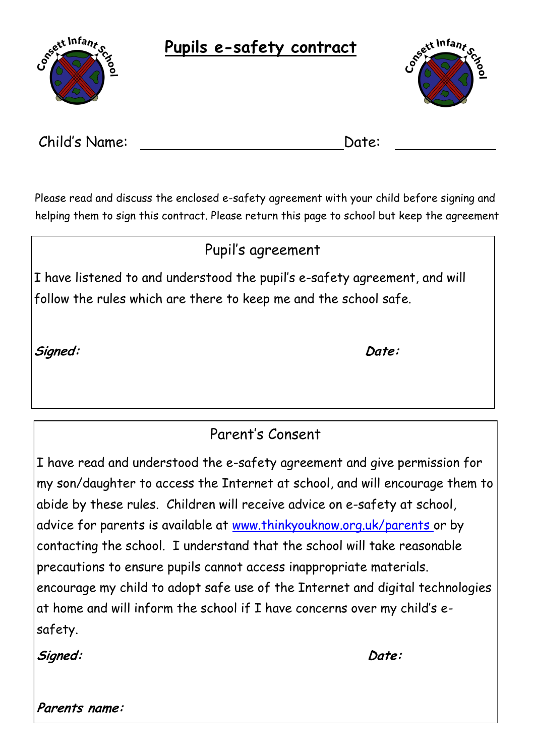# Pupils e-safety contract

Child's Name: ________________________ Date: ____________

Please read and discuss the enclosed e-safety agreement with your child before signing and helping them to sign this contract. Please return this page to school but keep the agreement

## Pupil's agreement

I have listened to and understood the pupil's e-safety agreement, and will follow the rules which are there to keep me and the school safe.

***Signed:*** ***Date:***

## Parent's Consent

I have read and understood the e-safety agreement and give permission for my son/daughter to access the Internet at school, and will encourage them to abide by these rules. Children will receive advice on e-safety at school, advice for parents is available at [www.thinkyouknow.org.uk/parents](http://www.thinkyouknow.org.uk/parents) or by contacting the school. I understand that the school will take reasonable precautions to ensure pupils cannot access inappropriate materials. encourage my child to adopt safe use of the Internet and digital technologies at home and will inform the school if I have concerns over my child's e-safety.

***Signed:*** ***Date:***

***Parents name:***